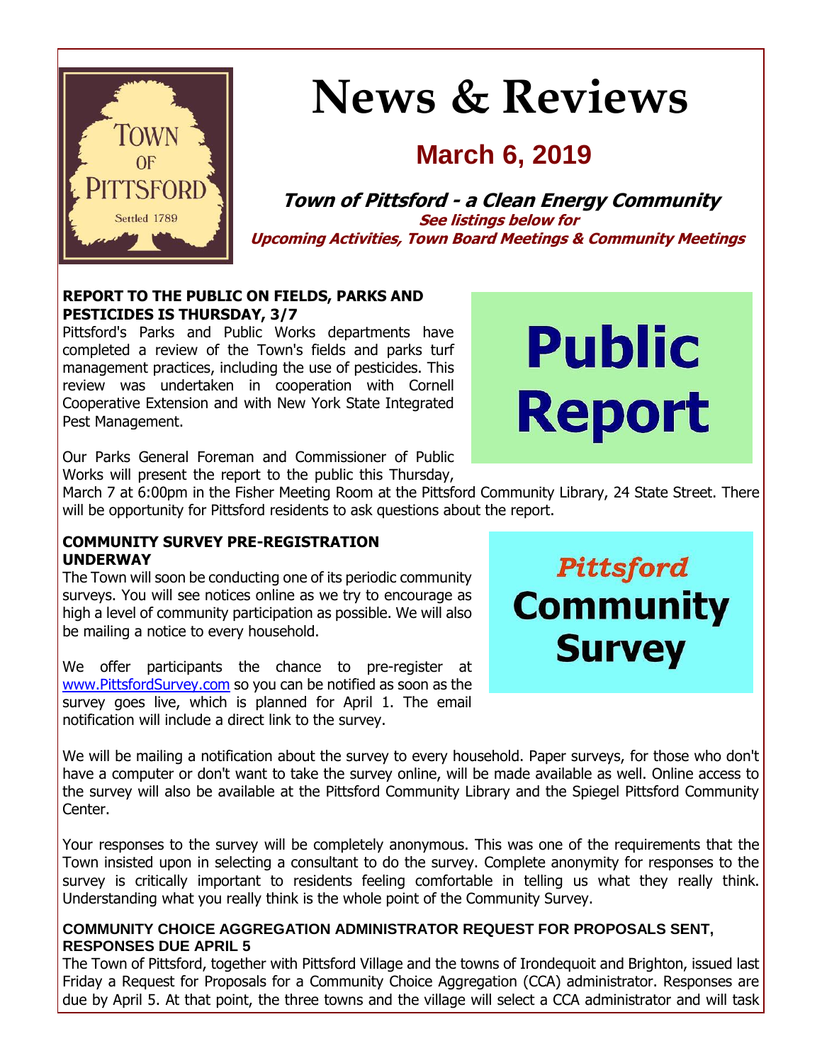# News & Reviews

## March 6, 2019

**Town of Pittsford - a Clean Energy Community**

**See listings below for**
**Upcoming Activities, Town Board Meetings & Community Meetings**

### REPORT TO THE PUBLIC ON FIELDS, PARKS AND PESTICIDES IS THURSDAY, 3/7

Pittsford's Parks and Public Works departments have completed a review of the Town's fields and parks turf management practices, including the use of pesticides. This review was undertaken in cooperation with Cornell Cooperative Extension and with New York State Integrated Pest Management.

Our Parks General Foreman and Commissioner of Public Works will present the report to the public this Thursday, March 7 at 6:00pm in the Fisher Meeting Room at the Pittsford Community Library, 24 State Street. There will be opportunity for Pittsford residents to ask questions about the report.

### COMMUNITY SURVEY PRE-REGISTRATION UNDERWAY

The Town will soon be conducting one of its periodic community surveys. You will see notices online as we try to encourage as high a level of community participation as possible. We will also be mailing a notice to every household.

We offer participants the chance to pre-register at www.PittsfordSurvey.com so you can be notified as soon as the survey goes live, which is planned for April 1. The email notification will include a direct link to the survey.

We will be mailing a notification about the survey to every household. Paper surveys, for those who don't have a computer or don't want to take the survey online, will be made available as well. Online access to the survey will also be available at the Pittsford Community Library and the Spiegel Pittsford Community Center.

Your responses to the survey will be completely anonymous. This was one of the requirements that the Town insisted upon in selecting a consultant to do the survey. Complete anonymity for responses to the survey is critically important to residents feeling comfortable in telling us what they really think. Understanding what you really think is the whole point of the Community Survey.

### COMMUNITY CHOICE AGGREGATION ADMINISTRATOR REQUEST FOR PROPOSALS SENT, RESPONSES DUE APRIL 5

The Town of Pittsford, together with Pittsford Village and the towns of Irondequoit and Brighton, issued last Friday a Request for Proposals for a Community Choice Aggregation (CCA) administrator. Responses are due by April 5. At that point, the three towns and the village will select a CCA administrator and will task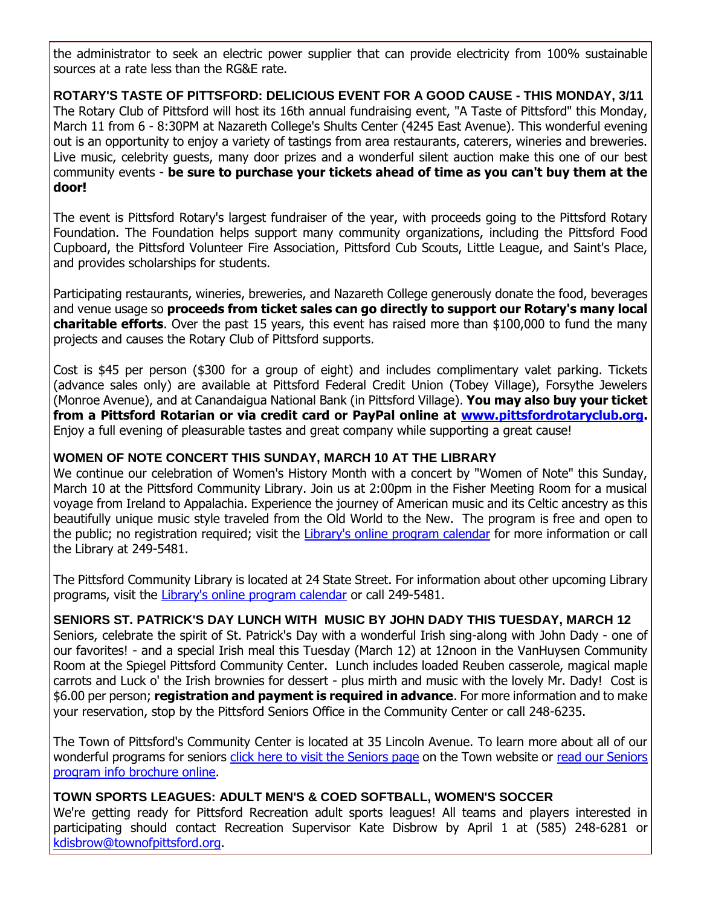the administrator to seek an electric power supplier that can provide electricity from 100% sustainable sources at a rate less than the RG&E rate.

### ROTARY'S TASTE OF PITTSFORD: DELICIOUS EVENT FOR A GOOD CAUSE - THIS MONDAY, 3/11

The Rotary Club of Pittsford will host its 16th annual fundraising event, "A Taste of Pittsford" this Monday, March 11 from 6 - 8:30PM at Nazareth College's Shults Center (4245 East Avenue). This wonderful evening out is an opportunity to enjoy a variety of tastings from area restaurants, caterers, wineries and breweries. Live music, celebrity guests, many door prizes and a wonderful silent auction make this one of our best community events - **be sure to purchase your tickets ahead of time as you can't buy them at the door!**

The event is Pittsford Rotary's largest fundraiser of the year, with proceeds going to the Pittsford Rotary Foundation. The Foundation helps support many community organizations, including the Pittsford Food Cupboard, the Pittsford Volunteer Fire Association, Pittsford Cub Scouts, Little League, and Saint's Place, and provides scholarships for students.

Participating restaurants, wineries, breweries, and Nazareth College generously donate the food, beverages and venue usage so **proceeds from ticket sales can go directly to support our Rotary's many local charitable efforts**. Over the past 15 years, this event has raised more than $100,000 to fund the many projects and causes the Rotary Club of Pittsford supports.

Cost is $45 per person ($300 for a group of eight) and includes complimentary valet parking. Tickets (advance sales only) are available at Pittsford Federal Credit Union (Tobey Village), Forsythe Jewelers (Monroe Avenue), and at Canandaigua National Bank (in Pittsford Village). **You may also buy your ticket from a Pittsford Rotarian or via credit card or PayPal online at [www.pittsfordrotaryclub.org](www.pittsfordrotaryclub.org).** Enjoy a full evening of pleasurable tastes and great company while supporting a great cause!

### WOMEN OF NOTE CONCERT THIS SUNDAY, MARCH 10 AT THE LIBRARY

We continue our celebration of Women's History Month with a concert by "Women of Note" this Sunday, March 10 at the Pittsford Community Library. Join us at 2:00pm in the Fisher Meeting Room for a musical voyage from Ireland to Appalachia. Experience the journey of American music and its Celtic ancestry as this beautifully unique music style traveled from the Old World to the New. The program is free and open to the public; no registration required; visit the Library's online program calendar for more information or call the Library at 249-5481.

The Pittsford Community Library is located at 24 State Street. For information about other upcoming Library programs, visit the Library's online program calendar or call 249-5481.

### SENIORS ST. PATRICK'S DAY LUNCH WITH MUSIC BY JOHN DADY THIS TUESDAY, MARCH 12

Seniors, celebrate the spirit of St. Patrick's Day with a wonderful Irish sing-along with John Dady - one of our favorites! - and a special Irish meal this Tuesday (March 12) at 12noon in the VanHuysen Community Room at the Spiegel Pittsford Community Center. Lunch includes loaded Reuben casserole, magical maple carrots and Luck o' the Irish brownies for dessert - plus mirth and music with the lovely Mr. Dady! Cost is $6.00 per person; **registration and payment is required in advance**. For more information and to make your reservation, stop by the Pittsford Seniors Office in the Community Center or call 248-6235.

The Town of Pittsford's Community Center is located at 35 Lincoln Avenue. To learn more about all of our wonderful programs for seniors click here to visit the Seniors page on the Town website or read our Seniors program info brochure online.

### TOWN SPORTS LEAGUES: ADULT MEN'S & COED SOFTBALL, WOMEN'S SOCCER

We're getting ready for Pittsford Recreation adult sports leagues! All teams and players interested in participating should contact Recreation Supervisor Kate Disbrow by April 1 at (585) 248-6281 or kdisbrow@townofpittsford.org.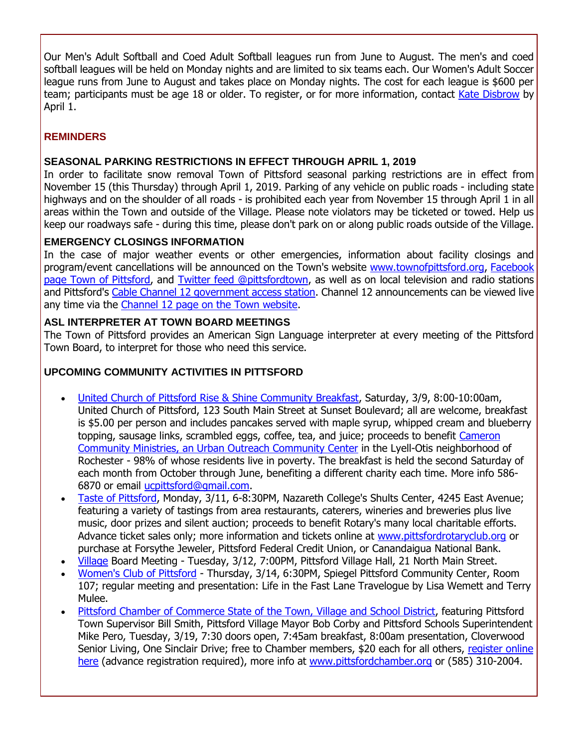Our Men's Adult Softball and Coed Adult Softball leagues run from June to August. The men's and coed softball leagues will be held on Monday nights and are limited to six teams each. Our Women's Adult Soccer league runs from June to August and takes place on Monday nights. The cost for each league is $600 per team; participants must be age 18 or older. To register, or for more information, contact Kate Disbrow by April 1.

## REMINDERS

### SEASONAL PARKING RESTRICTIONS IN EFFECT THROUGH APRIL 1, 2019

In order to facilitate snow removal Town of Pittsford seasonal parking restrictions are in effect from November 15 (this Thursday) through April 1, 2019. Parking of any vehicle on public roads - including state highways and on the shoulder of all roads - is prohibited each year from November 15 through April 1 in all areas within the Town and outside of the Village. Please note violators may be ticketed or towed. Help us keep our roadways safe - during this time, please don't park on or along public roads outside of the Village.

### EMERGENCY CLOSINGS INFORMATION

In the case of major weather events or other emergencies, information about facility closings and program/event cancellations will be announced on the Town's website www.townofpittsford.org, Facebook page Town of Pittsford, and Twitter feed @pittsfordtown, as well as on local television and radio stations and Pittsford's Cable Channel 12 government access station. Channel 12 announcements can be viewed live any time via the Channel 12 page on the Town website.

### ASL INTERPRETER AT TOWN BOARD MEETINGS

The Town of Pittsford provides an American Sign Language interpreter at every meeting of the Pittsford Town Board, to interpret for those who need this service.

### UPCOMING COMMUNITY ACTIVITIES IN PITTSFORD

- United Church of Pittsford Rise & Shine Community Breakfast, Saturday, 3/9, 8:00-10:00am, United Church of Pittsford, 123 South Main Street at Sunset Boulevard; all are welcome, breakfast is $5.00 per person and includes pancakes served with maple syrup, whipped cream and blueberry topping, sausage links, scrambled eggs, coffee, tea, and juice; proceeds to benefit Cameron Community Ministries, an Urban Outreach Community Center in the Lyell-Otis neighborhood of Rochester - 98% of whose residents live in poverty. The breakfast is held the second Saturday of each month from October through June, benefiting a different charity each time. More info 586-6870 or email ucpittsford@gmail.com.
- Taste of Pittsford, Monday, 3/11, 6-8:30PM, Nazareth College's Shults Center, 4245 East Avenue; featuring a variety of tastings from area restaurants, caterers, wineries and breweries plus live music, door prizes and silent auction; proceeds to benefit Rotary's many local charitable efforts. Advance ticket sales only; more information and tickets online at www.pittsfordrotaryclub.org or purchase at Forsythe Jeweler, Pittsford Federal Credit Union, or Canandaigua National Bank.
- Village Board Meeting - Tuesday, 3/12, 7:00PM, Pittsford Village Hall, 21 North Main Street.
- Women's Club of Pittsford - Thursday, 3/14, 6:30PM, Spiegel Pittsford Community Center, Room 107; regular meeting and presentation: Life in the Fast Lane Travelogue by Lisa Wemett and Terry Mulee.
- Pittsford Chamber of Commerce State of the Town, Village and School District, featuring Pittsford Town Supervisor Bill Smith, Pittsford Village Mayor Bob Corby and Pittsford Schools Superintendent Mike Pero, Tuesday, 3/19, 7:30 doors open, 7:45am breakfast, 8:00am presentation, Cloverwood Senior Living, One Sinclair Drive; free to Chamber members, $20 each for all others, register online here (advance registration required), more info at www.pittsfordchamber.org or (585) 310-2004.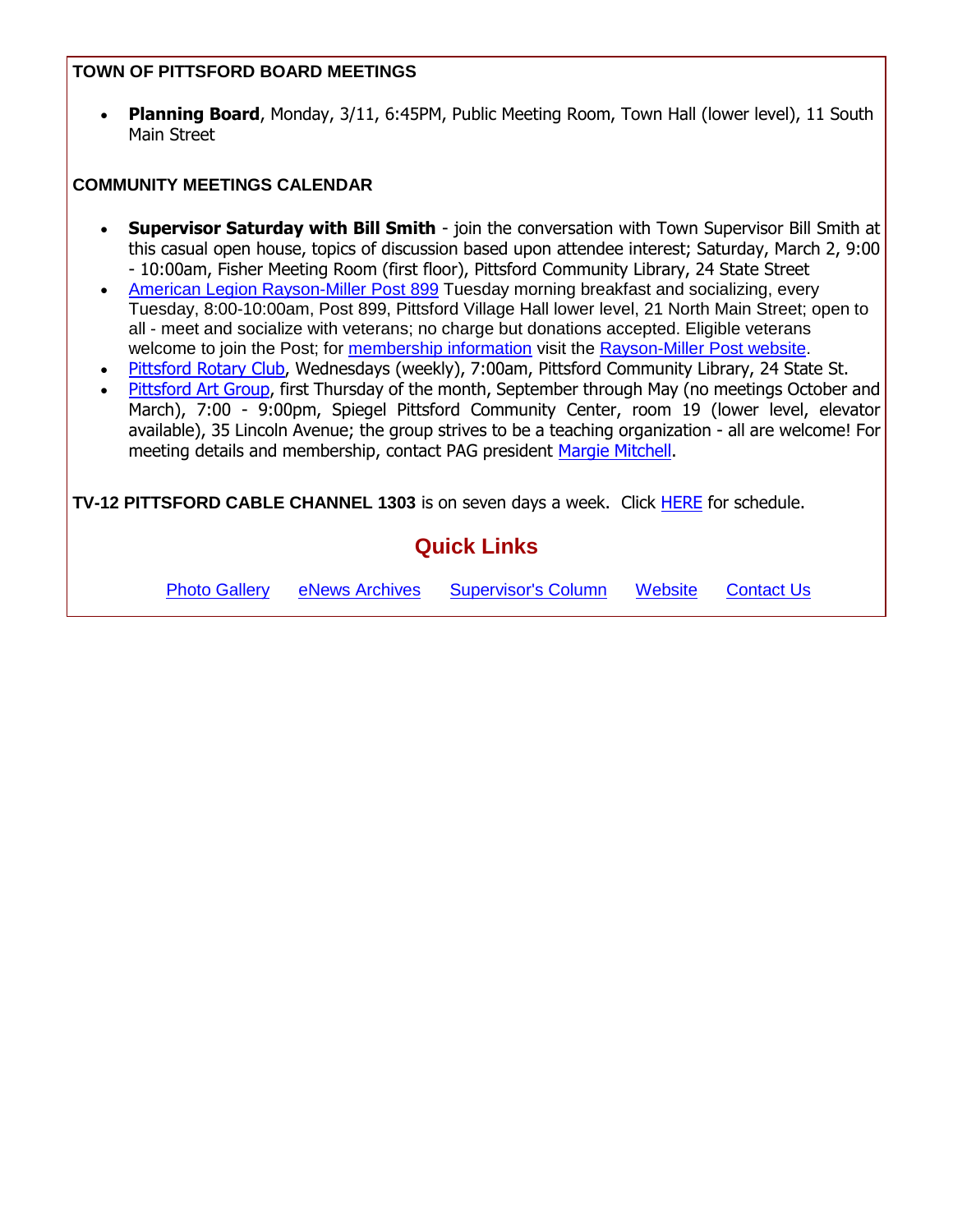## TOWN OF PITTSFORD BOARD MEETINGS

- **Planning Board**, Monday, 3/11, 6:45PM, Public Meeting Room, Town Hall (lower level), 11 South Main Street

## COMMUNITY MEETINGS CALENDAR

- **Supervisor Saturday with Bill Smith** - join the conversation with Town Supervisor Bill Smith at this casual open house, topics of discussion based upon attendee interest; Saturday, March 2, 9:00 - 10:00am, Fisher Meeting Room (first floor), Pittsford Community Library, 24 State Street
- American Legion Rayson-Miller Post 899 Tuesday morning breakfast and socializing, every Tuesday, 8:00-10:00am, Post 899, Pittsford Village Hall lower level, 21 North Main Street; open to all - meet and socialize with veterans; no charge but donations accepted. Eligible veterans welcome to join the Post; for membership information visit the Rayson-Miller Post website.
- Pittsford Rotary Club, Wednesdays (weekly), 7:00am, Pittsford Community Library, 24 State St.
- Pittsford Art Group, first Thursday of the month, September through May (no meetings October and March), 7:00 - 9:00pm, Spiegel Pittsford Community Center, room 19 (lower level, elevator available), 35 Lincoln Avenue; the group strives to be a teaching organization - all are welcome! For meeting details and membership, contact PAG president Margie Mitchell.

**TV-12 PITTSFORD CABLE CHANNEL 1303** is on seven days a week. Click HERE for schedule.

## Quick Links

Photo Gallery | eNews Archives | Supervisor's Column | Website | Contact Us